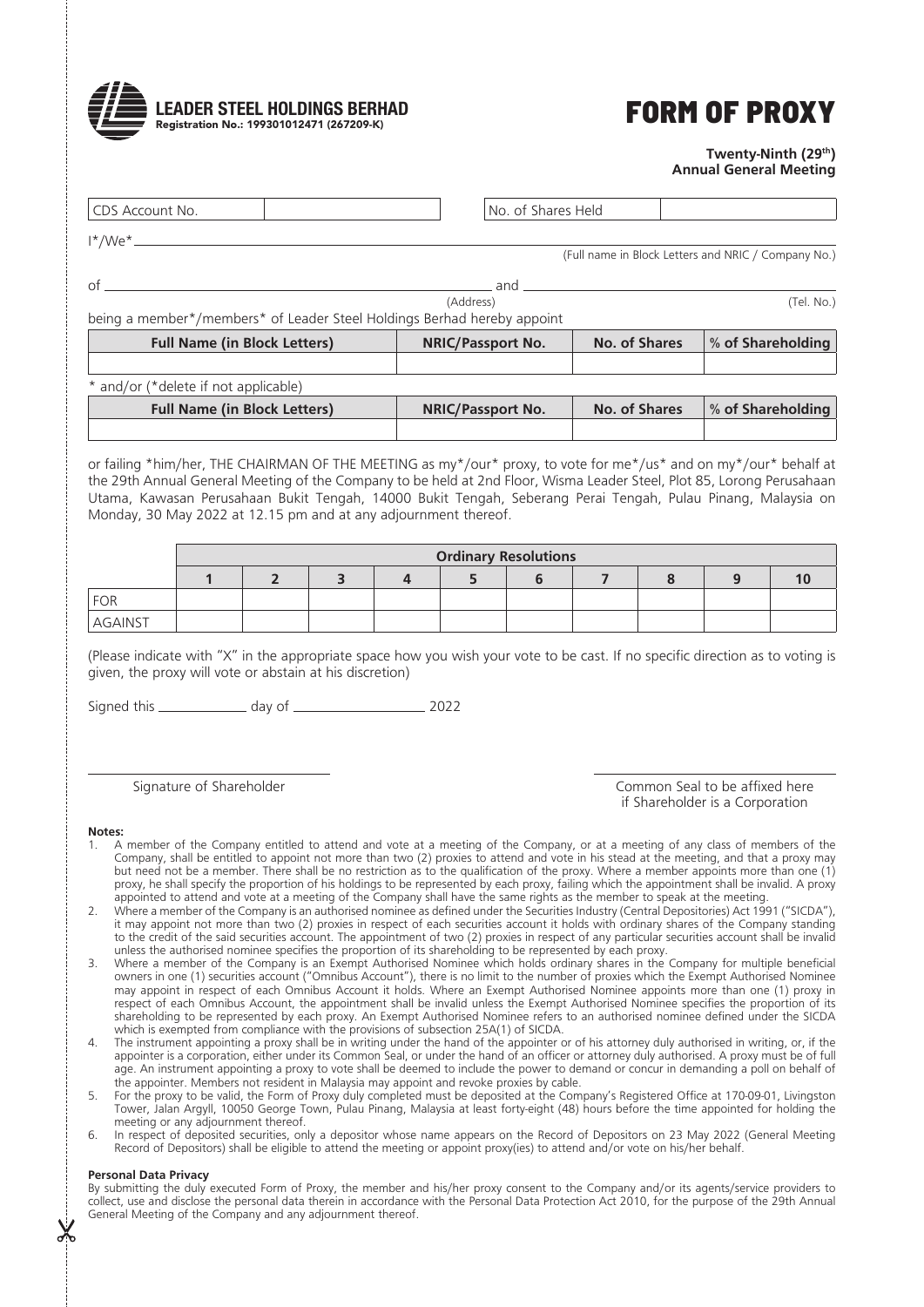**LEADER STEEL HOLDINGS BERHAD**
Registration No.: 199301012471 (267209-K)

# FORM OF PROXY

**Twenty-Ninth (29th)**
**Annual General Meeting**

| CDS Account No. | | No. of Shares Held | |
|---|---|---|---|

I\*/We\* ______________________________________________________________
(Full name in Block Letters and NRIC / Company No.)

of ______________________________________ and ______________________________
(Address) (Tel. No.)

being a member\*/members\* of Leader Steel Holdings Berhad hereby appoint

| Full Name (in Block Letters) | NRIC/Passport No. | No. of Shares | % of Shareholding |
|---|---|---|---|
| | | | |

\* and/or (\*delete if not applicable)

| Full Name (in Block Letters) | NRIC/Passport No. | No. of Shares | % of Shareholding |
|---|---|---|---|
| | | | |

or failing \*him/her, THE CHAIRMAN OF THE MEETING as my\*/our\* proxy, to vote for me\*/us\* and on my\*/our\* behalf at the 29th Annual General Meeting of the Company to be held at 2nd Floor, Wisma Leader Steel, Plot 85, Lorong Perusahaan Utama, Kawasan Perusahaan Bukit Tengah, 14000 Bukit Tengah, Seberang Perai Tengah, Pulau Pinang, Malaysia on Monday, 30 May 2022 at 12.15 pm and at any adjournment thereof.

| | Ordinary Resolutions | | | | | | | | | |
|---|---|---|---|---|---|---|---|---|---|---|
| | 1 | 2 | 3 | 4 | 5 | 6 | 7 | 8 | 9 | 10 |
| FOR | | | | | | | | | | |
| AGAINST | | | | | | | | | | |

(Please indicate with "X" in the appropriate space how you wish your vote to be cast. If no specific direction as to voting is given, the proxy will vote or abstain at his discretion)

Signed this ____________ day of __________________ 2022

______________________________
Signature of Shareholder

______________________________
Common Seal to be affixed here if Shareholder is a Corporation

**Notes:**

1. A member of the Company entitled to attend and vote at a meeting of the Company, or at a meeting of any class of members of the Company, shall be entitled to appoint not more than two (2) proxies to attend and vote in his stead at the meeting, and that a proxy may but need not be a member. There shall be no restriction as to the qualification of the proxy. Where a member appoints more than one (1) proxy, he shall specify the proportion of his holdings to be represented by each proxy, failing which the appointment shall be invalid. A proxy appointed to attend and vote at a meeting of the Company shall have the same rights as the member to speak at the meeting.
2. Where a member of the Company is an authorised nominee as defined under the Securities Industry (Central Depositories) Act 1991 ("SICDA"), it may appoint not more than two (2) proxies in respect of each securities account it holds with ordinary shares of the Company standing to the credit of the said securities account. The appointment of two (2) proxies in respect of any particular securities account shall be invalid unless the authorised nominee specifies the proportion of its shareholding to be represented by each proxy.
3. Where a member of the Company is an Exempt Authorised Nominee which holds ordinary shares in the Company for multiple beneficial owners in one (1) securities account ("Omnibus Account"), there is no limit to the number of proxies which the Exempt Authorised Nominee may appoint in respect of each Omnibus Account it holds. Where an Exempt Authorised Nominee appoints more than one (1) proxy in respect of each Omnibus Account, the appointment shall be invalid unless the Exempt Authorised Nominee specifies the proportion of its shareholding to be represented by each proxy. An Exempt Authorised Nominee refers to an authorised nominee defined under the SICDA which is exempted from compliance with the provisions of subsection 25A(1) of SICDA.
4. The instrument appointing a proxy shall be in writing under the hand of the appointer or of his attorney duly authorised in writing, or, if the appointer is a corporation, either under its Common Seal, or under the hand of an officer or attorney duly authorised. A proxy must be of full age. An instrument appointing a proxy to vote shall be deemed to include the power to demand or concur in demanding a poll on behalf of the appointer. Members not resident in Malaysia may appoint and revoke proxies by cable.
5. For the proxy to be valid, the Form of Proxy duly completed must be deposited at the Company's Registered Office at 170-09-01, Livingston Tower, Jalan Argyll, 10050 George Town, Pulau Pinang, Malaysia at least forty-eight (48) hours before the time appointed for holding the meeting or any adjournment thereof.
6. In respect of deposited securities, only a depositor whose name appears on the Record of Depositors on 23 May 2022 (General Meeting Record of Depositors) shall be eligible to attend the meeting or appoint proxy(ies) to attend and/or vote on his/her behalf.

**Personal Data Privacy**

By submitting the duly executed Form of Proxy, the member and his/her proxy consent to the Company and/or its agents/service providers to collect, use and disclose the personal data therein in accordance with the Personal Data Protection Act 2010, for the purpose of the 29th Annual General Meeting of the Company and any adjournment thereof.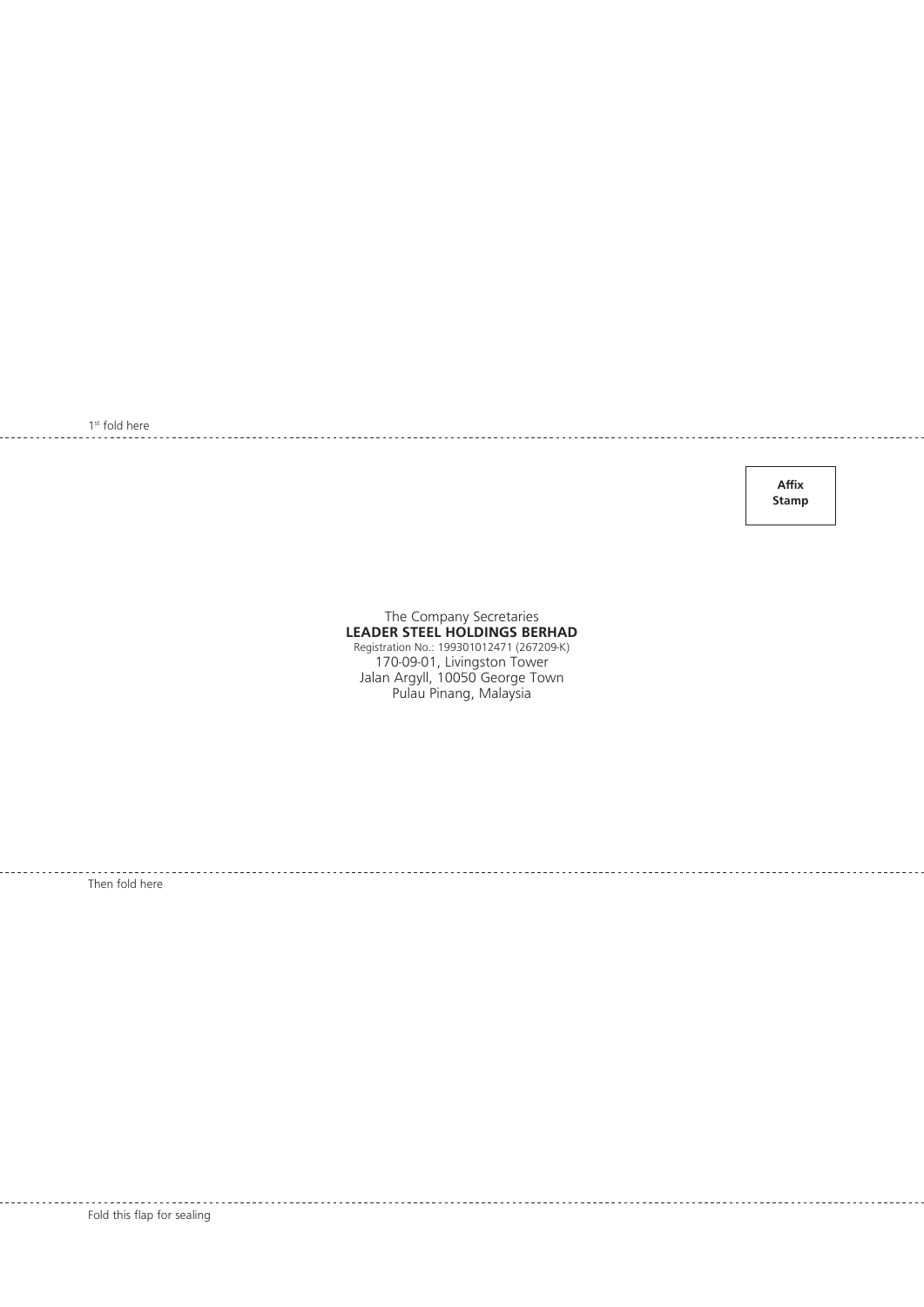1st fold here

**Affix Stamp**

The Company Secretaries
**LEADER STEEL HOLDINGS BERHAD**
Registration No.: 199301012471 (267209-K)
170-09-01, Livingston Tower
Jalan Argyll, 10050 George Town
Pulau Pinang, Malaysia

Then fold here

Fold this flap for sealing